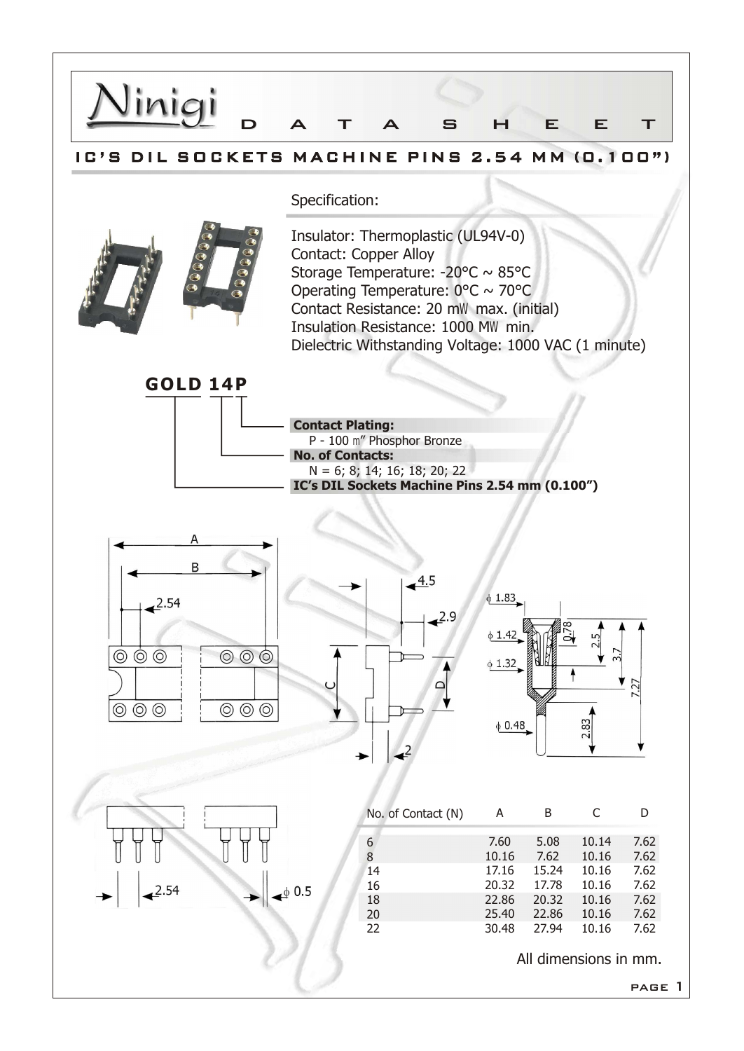# Ninigi DATA SHEET

## IC'S DIL SOCKETS MACHINE PINS 2.54 MM (0.100")

Specification:

Insulator: Thermoplastic (UL94V-0)
Contact: Copper Alloy
Storage Temperature: -20°C ~ 85°C
Operating Temperature: 0°C ~ 70°C
Contact Resistance: 20 mΩ max. (initial)
Insulation Resistance: 1000 MΩ min.
Dielectric Withstanding Voltage: 1000 VAC (1 minute)

**GOLD 14P**

**Contact Plating:**
P - 100 μ" Phosphor Bronze

**No. of Contacts:**
N = 6; 8; 14; 16; 18; 20; 22

**IC's DIL Sockets Machine Pins 2.54 mm (0.100")**

| No. of Contact (N) | A | B | C | D |
|---|---|---|---|---|
| 6 | 7.60 | 5.08 | 10.14 | 7.62 |
| 8 | 10.16 | 7.62 | 10.16 | 7.62 |
| 14 | 17.16 | 15.24 | 10.16 | 7.62 |
| 16 | 20.32 | 17.78 | 10.16 | 7.62 |
| 18 | 22.86 | 20.32 | 10.16 | 7.62 |
| 20 | 25.40 | 22.86 | 10.16 | 7.62 |
| 22 | 30.48 | 27.94 | 10.16 | 7.62 |

All dimensions in mm.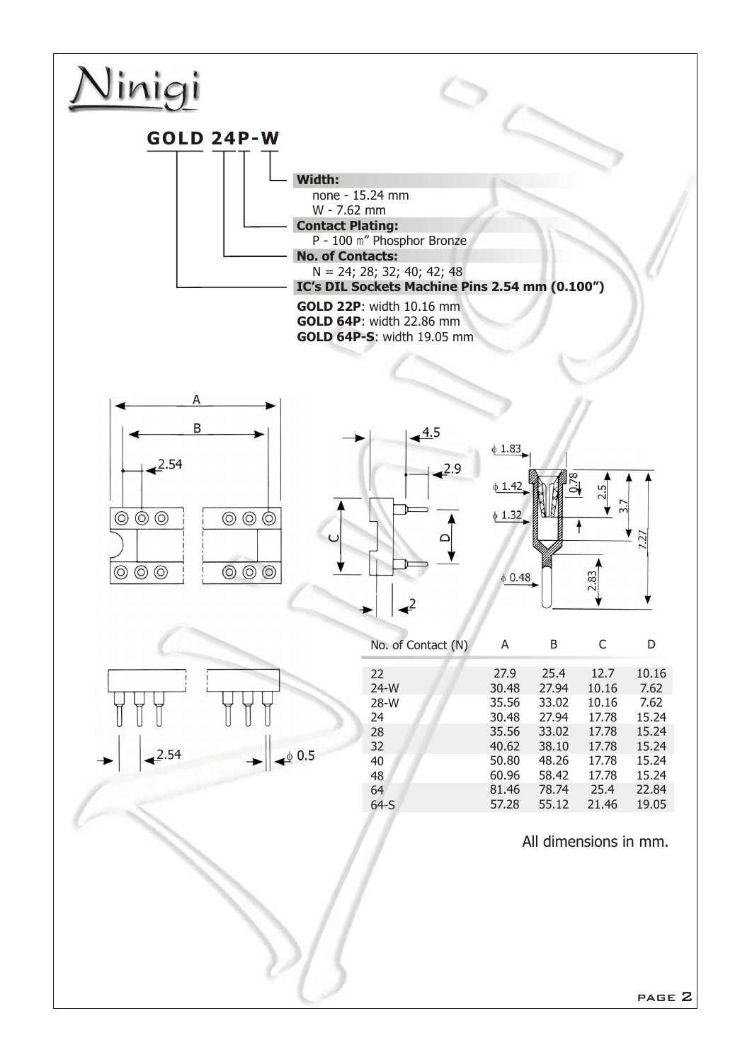# Ninigi

## GOLD 24P-W

**Width:**
none - 15.24 mm
W - 7.62 mm

**Contact Plating:**
P - 100 m" Phosphor Bronze

**No. of Contacts:**
N = 24; 28; 32; 40; 42; 48

**IC's DIL Sockets Machine Pins 2.54 mm (0.100")**

**GOLD 22P**: width 10.16 mm
**GOLD 64P**: width 22.86 mm
**GOLD 64P-S**: width 19.05 mm

A
B
2.54
4.5
2.9
C
D
2
ϕ 1.83
ϕ 1.42
ϕ 1.32
0.78
2.5
3.7
7.27
ϕ 0.48
2.83
2.54
ϕ 0.5

| No. of Contact (N) | A | B | C | D |
|---|---|---|---|---|
| 22 | 27.9 | 25.4 | 12.7 | 10.16 |
| 24-W | 30.48 | 27.94 | 10.16 | 7.62 |
| 28-W | 35.56 | 33.02 | 10.16 | 7.62 |
| 24 | 30.48 | 27.94 | 17.78 | 15.24 |
| 28 | 35.56 | 33.02 | 17.78 | 15.24 |
| 32 | 40.62 | 38.10 | 17.78 | 15.24 |
| 40 | 50.80 | 48.26 | 17.78 | 15.24 |
| 48 | 60.96 | 58.42 | 17.78 | 15.24 |
| 64 | 81.46 | 78.74 | 25.4 | 22.84 |
| 64-S | 57.28 | 55.12 | 21.46 | 19.05 |

All dimensions in mm.